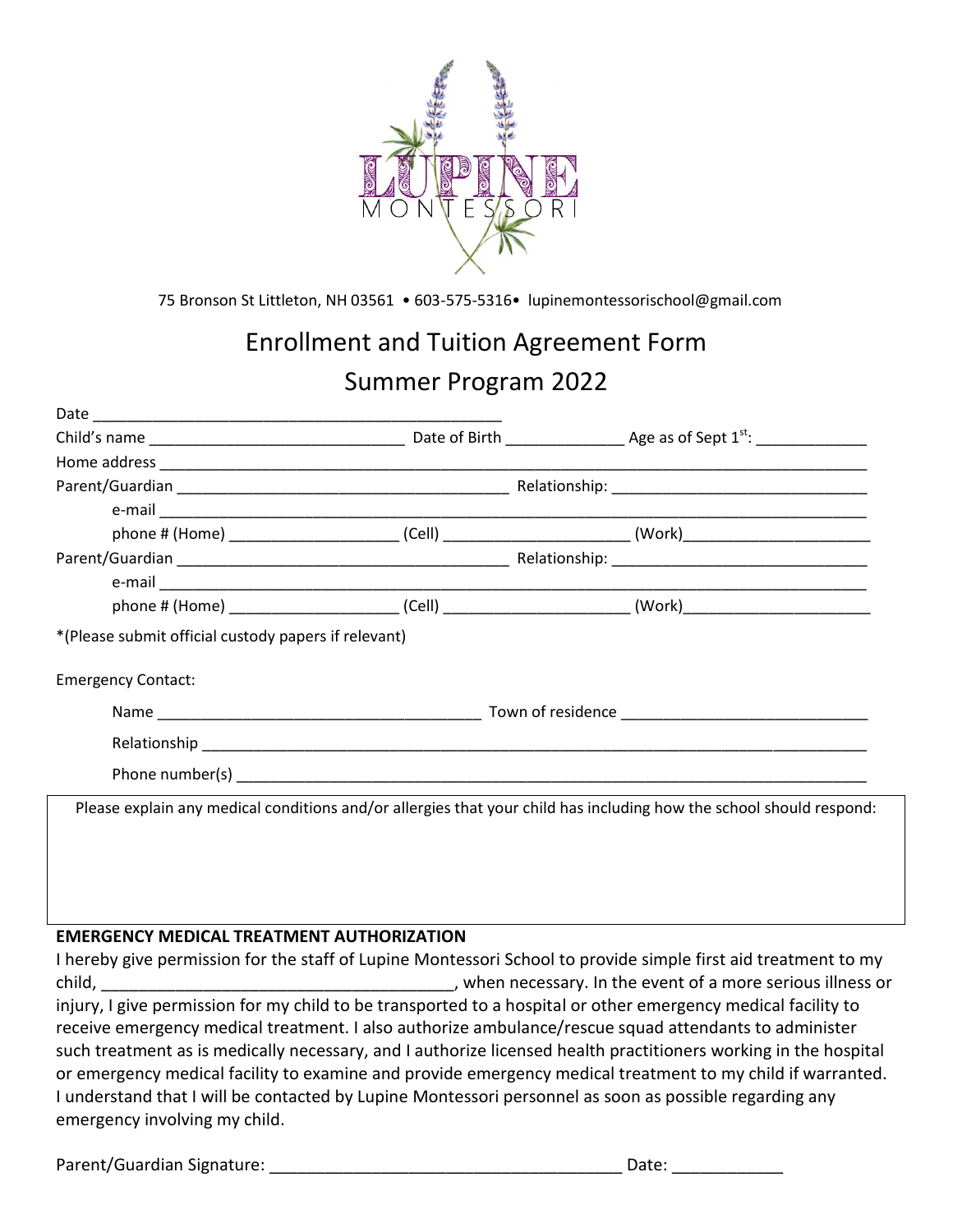LUPINE MONTESSORI

75 Bronson St Littleton, NH 03561 • 603-575-5316• lupinemontessorischool@gmail.com

# Enrollment and Tuition Agreement Form

## Summer Program 2022

Date _______________________________________________

Child's name ____________________________ Date of Birth _____________ Age as of Sept 1st: _____________

Home address ______________________________________________________________________________

Parent/Guardian _____________________________________ Relationship: ____________________________

e-mail ______________________________________________________________________________

phone # (Home) ___________________ (Cell) _____________________ (Work)_____________________

Parent/Guardian _____________________________________ Relationship: ____________________________

e-mail ______________________________________________________________________________

phone # (Home) ___________________ (Cell) _____________________ (Work)_____________________

*(Please submit official custody papers if relevant)

Emergency Contact:

Name ____________________________________ Town of residence ____________________________

Relationship ___________________________________________________________________________

Phone number(s) ________________________________________________________________________

Please explain any medical conditions and/or allergies that your child has including how the school should respond:

**EMERGENCY MEDICAL TREATMENT AUTHORIZATION**

I hereby give permission for the staff of Lupine Montessori School to provide simple first aid treatment to my child, _____________________________________, when necessary. In the event of a more serious illness or injury, I give permission for my child to be transported to a hospital or other emergency medical facility to receive emergency medical treatment. I also authorize ambulance/rescue squad attendants to administer such treatment as is medically necessary, and I authorize licensed health practitioners working in the hospital or emergency medical facility to examine and provide emergency medical treatment to my child if warranted. I understand that I will be contacted by Lupine Montessori personnel as soon as possible regarding any emergency involving my child.

Parent/Guardian Signature: _____________________________________ Date: ____________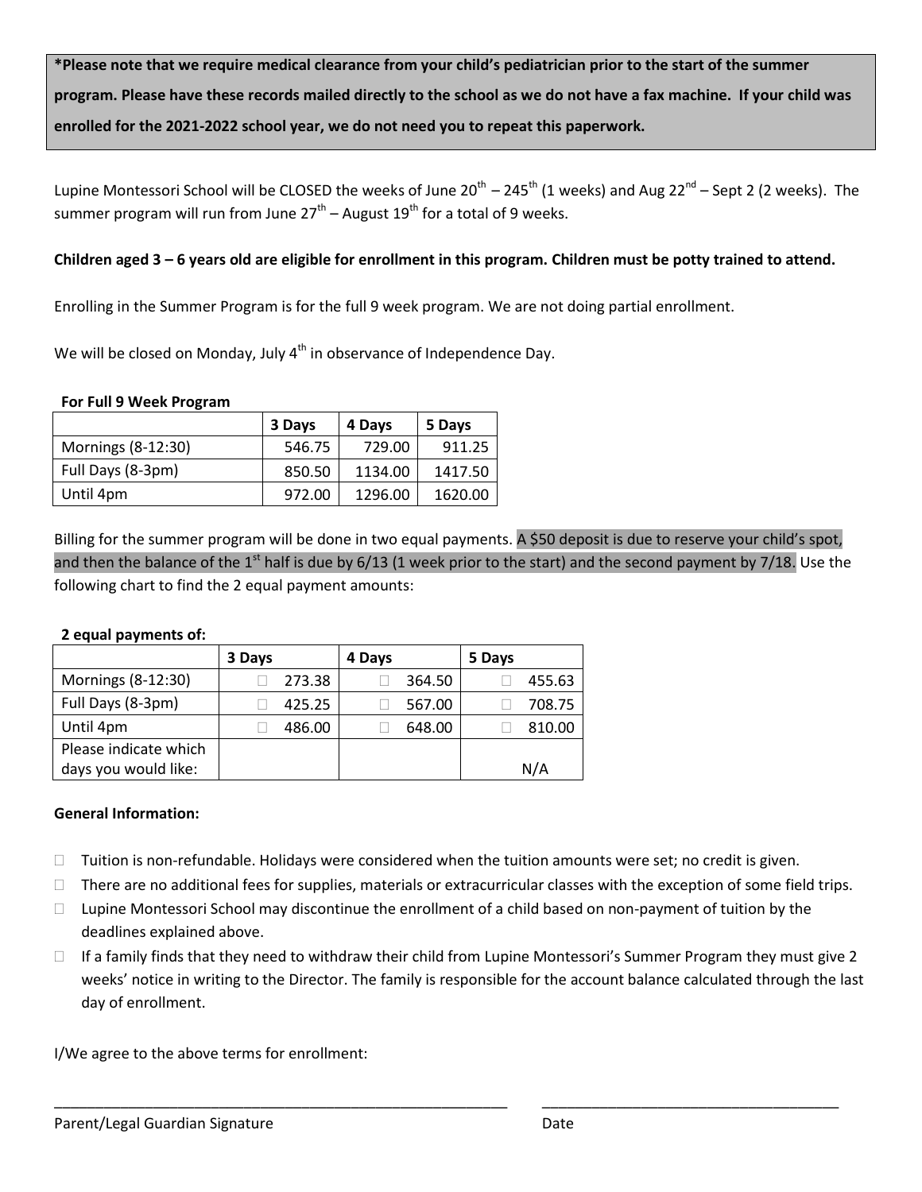**\*Please note that we require medical clearance from your child's pediatrician prior to the start of the summer program. Please have these records mailed directly to the school as we do not have a fax machine. If your child was enrolled for the 2021-2022 school year, we do not need you to repeat this paperwork.**

Lupine Montessori School will be CLOSED the weeks of June 20th – 245th (1 weeks) and Aug 22nd – Sept 2 (2 weeks). The summer program will run from June 27th – August 19th for a total of 9 weeks.

**Children aged 3 – 6 years old are eligible for enrollment in this program. Children must be potty trained to attend.**

Enrolling in the Summer Program is for the full 9 week program. We are not doing partial enrollment.

We will be closed on Monday, July 4th in observance of Independence Day.

**For Full 9 Week Program**

| | 3 Days | 4 Days | 5 Days |
|---|---|---|---|
| Mornings (8-12:30) | 546.75 | 729.00 | 911.25 |
| Full Days (8-3pm) | 850.50 | 1134.00 | 1417.50 |
| Until 4pm | 972.00 | 1296.00 | 1620.00 |

Billing for the summer program will be done in two equal payments. A $50 deposit is due to reserve your child's spot, and then the balance of the 1st half is due by 6/13 (1 week prior to the start) and the second payment by 7/18. Use the following chart to find the 2 equal payment amounts:

**2 equal payments of:**

| | 3 Days | 4 Days | 5 Days |
|---|---|---|---|
| Mornings (8-12:30) | ☐ 273.38 | ☐ 364.50 | ☐ 455.63 |
| Full Days (8-3pm) | ☐ 425.25 | ☐ 567.00 | ☐ 708.75 |
| Until 4pm | ☐ 486.00 | ☐ 648.00 | ☐ 810.00 |
| Please indicate which days you would like: | | | N/A |

**General Information:**

- ☐ Tuition is non-refundable. Holidays were considered when the tuition amounts were set; no credit is given.
- ☐ There are no additional fees for supplies, materials or extracurricular classes with the exception of some field trips.
- ☐ Lupine Montessori School may discontinue the enrollment of a child based on non-payment of tuition by the deadlines explained above.
- ☐ If a family finds that they need to withdraw their child from Lupine Montessori's Summer Program they must give 2 weeks' notice in writing to the Director. The family is responsible for the account balance calculated through the last day of enrollment.

I/We agree to the above terms for enrollment:

\_\_\_\_\_\_\_\_\_\_\_\_\_\_\_\_\_\_\_\_\_\_\_\_\_\_\_\_\_\_\_\_\_\_\_\_\_\_\_\_ \_\_\_\_\_\_\_\_\_\_\_\_\_\_\_\_\_\_\_\_\_\_\_\_\_\_\_\_

Parent/Legal Guardian Signature Date